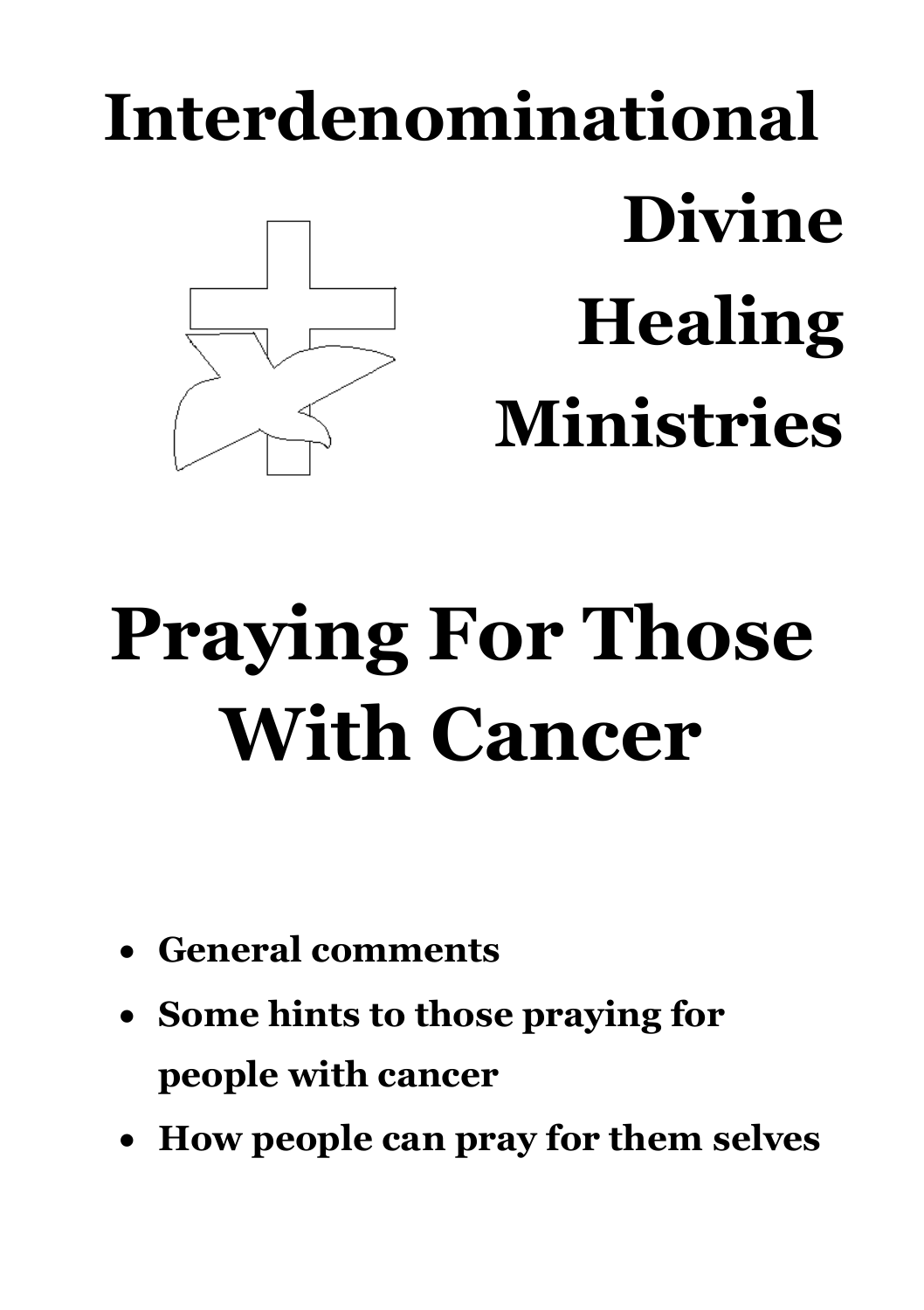# Interdenominational Divine Healing Ministries

# Praying For Those With Cancer

- **General comments**
- **Some hints to those praying for people with cancer**
- **How people can pray for them selves**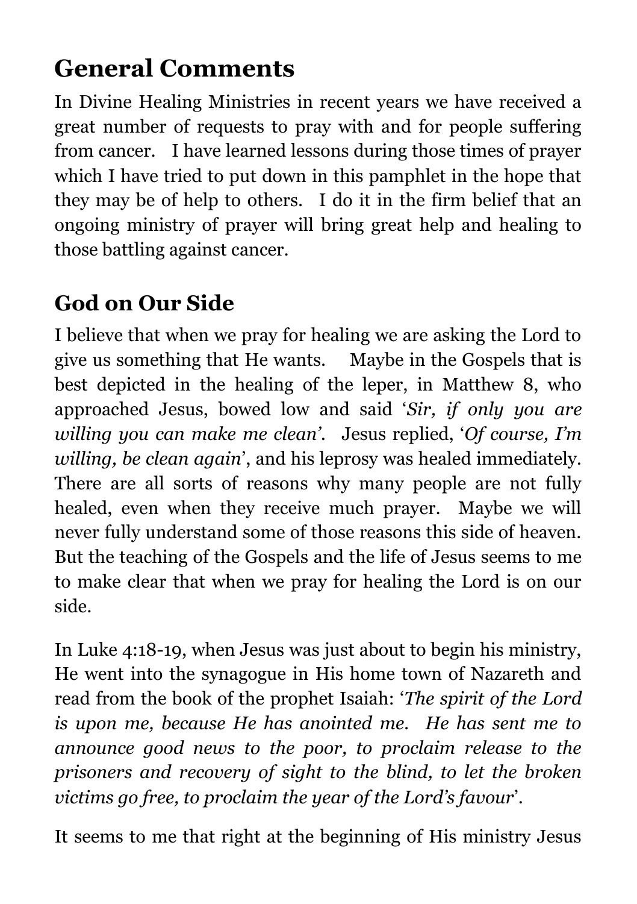## General Comments

In Divine Healing Ministries in recent years we have received a great number of requests to pray with and for people suffering from cancer. I have learned lessons during those times of prayer which I have tried to put down in this pamphlet in the hope that they may be of help to others. I do it in the firm belief that an ongoing ministry of prayer will bring great help and healing to those battling against cancer.

## God on Our Side

I believe that when we pray for healing we are asking the Lord to give us something that He wants. Maybe in the Gospels that is best depicted in the healing of the leper, in Matthew 8, who approached Jesus, bowed low and said '*Sir, if only you are willing you can make me clean'*. Jesus replied, '*Of course, I'm willing, be clean again*', and his leprosy was healed immediately. There are all sorts of reasons why many people are not fully healed, even when they receive much prayer. Maybe we will never fully understand some of those reasons this side of heaven. But the teaching of the Gospels and the life of Jesus seems to me to make clear that when we pray for healing the Lord is on our side.

In Luke 4:18-19, when Jesus was just about to begin his ministry, He went into the synagogue in His home town of Nazareth and read from the book of the prophet Isaiah: '*The spirit of the Lord is upon me, because He has anointed me. He has sent me to announce good news to the poor, to proclaim release to the prisoners and recovery of sight to the blind, to let the broken victims go free, to proclaim the year of the Lord's favour*'.

It seems to me that right at the beginning of His ministry Jesus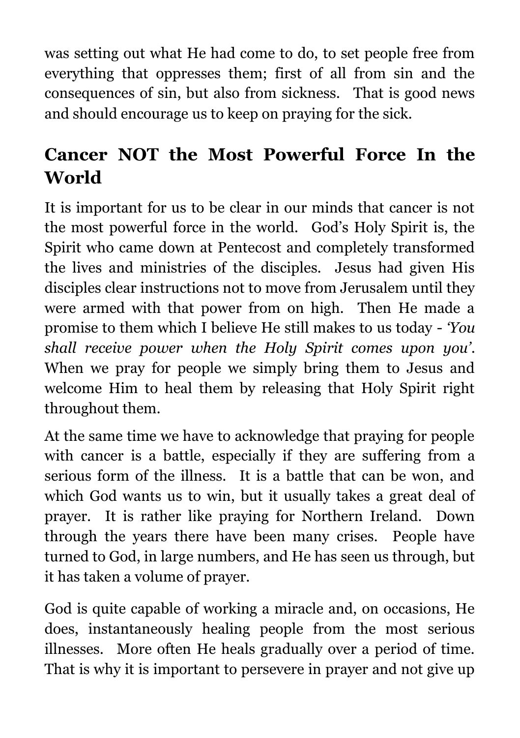was setting out what He had come to do, to set people free from everything that oppresses them; first of all from sin and the consequences of sin, but also from sickness. That is good news and should encourage us to keep on praying for the sick.

## Cancer NOT the Most Powerful Force In the World

It is important for us to be clear in our minds that cancer is not the most powerful force in the world. God's Holy Spirit is, the Spirit who came down at Pentecost and completely transformed the lives and ministries of the disciples. Jesus had given His disciples clear instructions not to move from Jerusalem until they were armed with that power from on high. Then He made a promise to them which I believe He still makes to us today - *'You shall receive power when the Holy Spirit comes upon you'*. When we pray for people we simply bring them to Jesus and welcome Him to heal them by releasing that Holy Spirit right throughout them.

At the same time we have to acknowledge that praying for people with cancer is a battle, especially if they are suffering from a serious form of the illness. It is a battle that can be won, and which God wants us to win, but it usually takes a great deal of prayer. It is rather like praying for Northern Ireland. Down through the years there have been many crises. People have turned to God, in large numbers, and He has seen us through, but it has taken a volume of prayer.

God is quite capable of working a miracle and, on occasions, He does, instantaneously healing people from the most serious illnesses. More often He heals gradually over a period of time. That is why it is important to persevere in prayer and not give up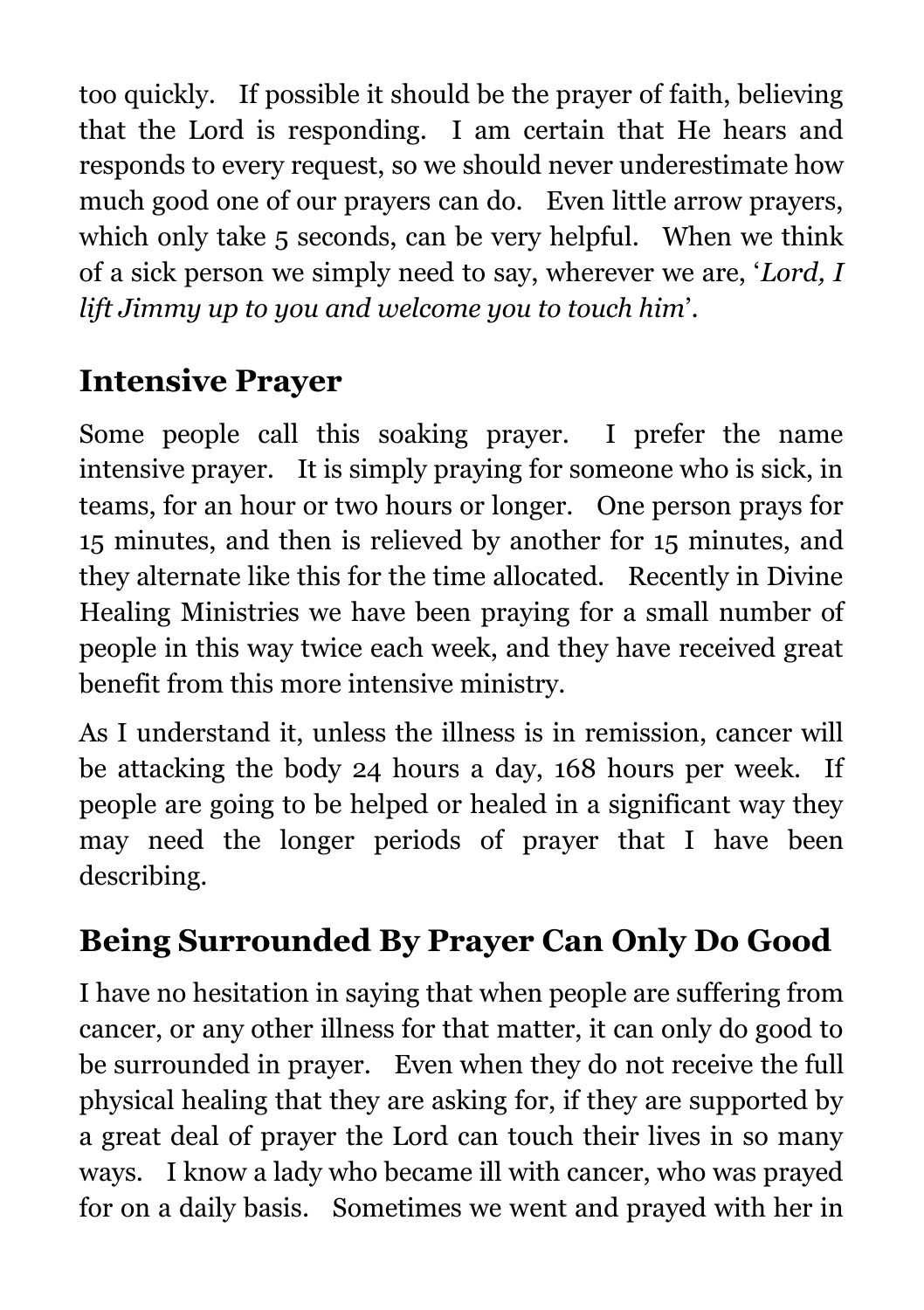too quickly. If possible it should be the prayer of faith, believing that the Lord is responding. I am certain that He hears and responds to every request, so we should never underestimate how much good one of our prayers can do. Even little arrow prayers, which only take 5 seconds, can be very helpful. When we think of a sick person we simply need to say, wherever we are, '*Lord, I lift Jimmy up to you and welcome you to touch him*'.

## Intensive Prayer

Some people call this soaking prayer. I prefer the name intensive prayer. It is simply praying for someone who is sick, in teams, for an hour or two hours or longer. One person prays for 15 minutes, and then is relieved by another for 15 minutes, and they alternate like this for the time allocated. Recently in Divine Healing Ministries we have been praying for a small number of people in this way twice each week, and they have received great benefit from this more intensive ministry.

As I understand it, unless the illness is in remission, cancer will be attacking the body 24 hours a day, 168 hours per week. If people are going to be helped or healed in a significant way they may need the longer periods of prayer that I have been describing.

## Being Surrounded By Prayer Can Only Do Good

I have no hesitation in saying that when people are suffering from cancer, or any other illness for that matter, it can only do good to be surrounded in prayer. Even when they do not receive the full physical healing that they are asking for, if they are supported by a great deal of prayer the Lord can touch their lives in so many ways. I know a lady who became ill with cancer, who was prayed for on a daily basis. Sometimes we went and prayed with her in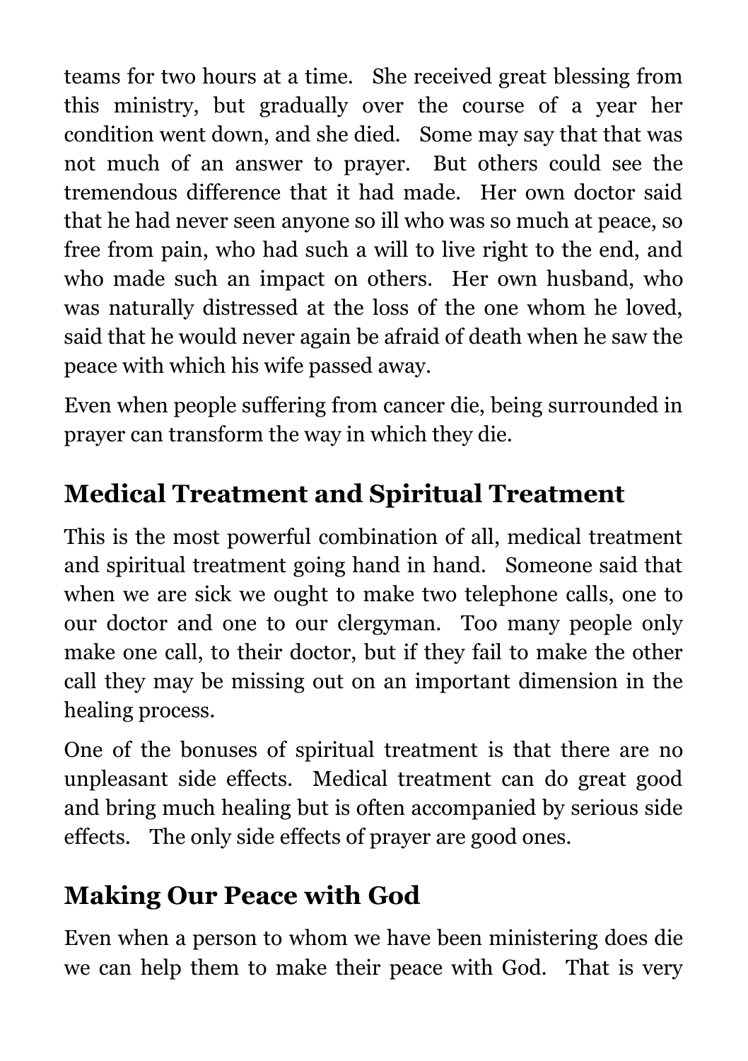teams for two hours at a time. She received great blessing from this ministry, but gradually over the course of a year her condition went down, and she died. Some may say that that was not much of an answer to prayer. But others could see the tremendous difference that it had made. Her own doctor said that he had never seen anyone so ill who was so much at peace, so free from pain, who had such a will to live right to the end, and who made such an impact on others. Her own husband, who was naturally distressed at the loss of the one whom he loved, said that he would never again be afraid of death when he saw the peace with which his wife passed away.

Even when people suffering from cancer die, being surrounded in prayer can transform the way in which they die.

## Medical Treatment and Spiritual Treatment

This is the most powerful combination of all, medical treatment and spiritual treatment going hand in hand. Someone said that when we are sick we ought to make two telephone calls, one to our doctor and one to our clergyman. Too many people only make one call, to their doctor, but if they fail to make the other call they may be missing out on an important dimension in the healing process.

One of the bonuses of spiritual treatment is that there are no unpleasant side effects. Medical treatment can do great good and bring much healing but is often accompanied by serious side effects. The only side effects of prayer are good ones.

## Making Our Peace with God

Even when a person to whom we have been ministering does die we can help them to make their peace with God. That is very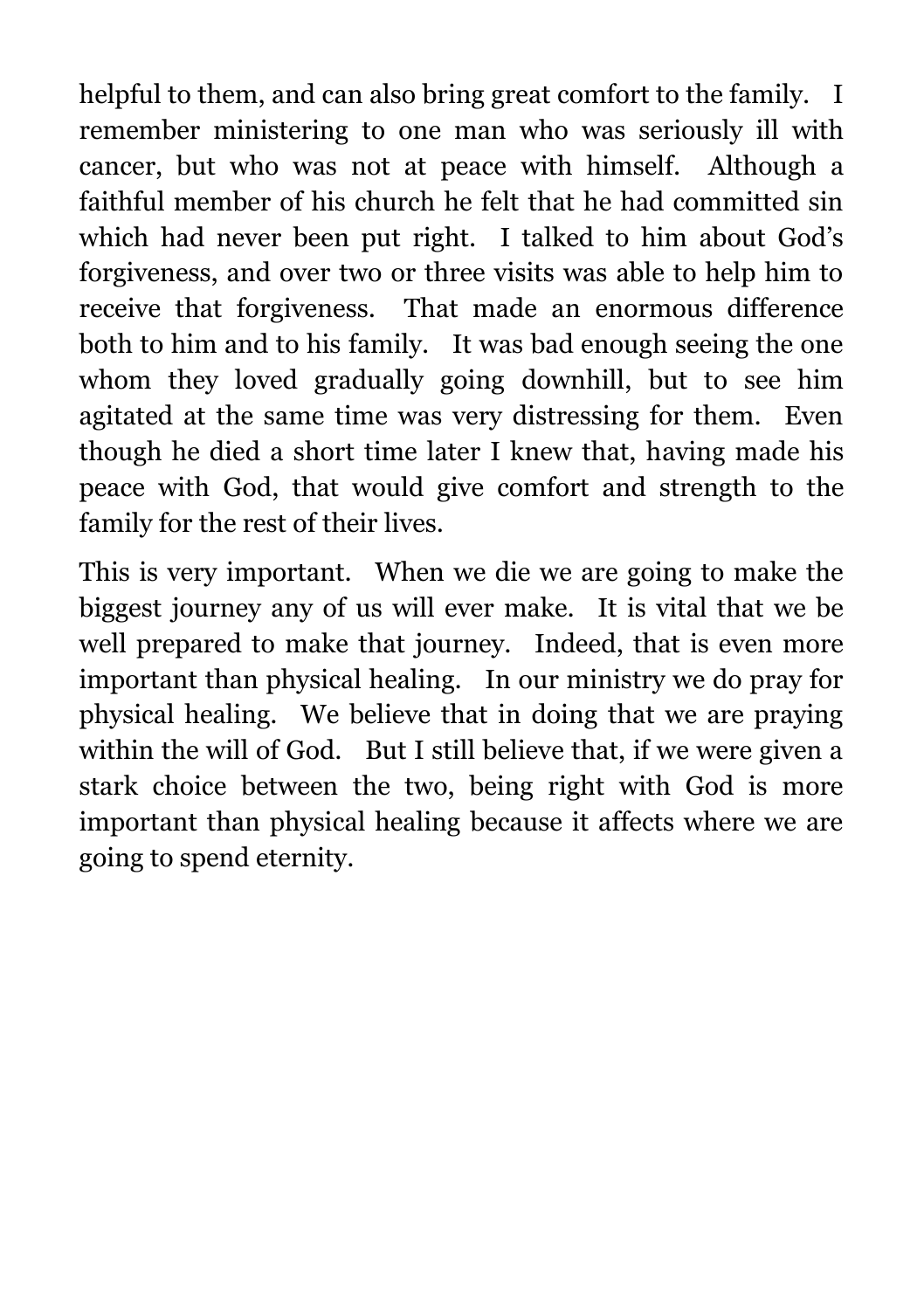helpful to them, and can also bring great comfort to the family. I remember ministering to one man who was seriously ill with cancer, but who was not at peace with himself. Although a faithful member of his church he felt that he had committed sin which had never been put right. I talked to him about God's forgiveness, and over two or three visits was able to help him to receive that forgiveness. That made an enormous difference both to him and to his family. It was bad enough seeing the one whom they loved gradually going downhill, but to see him agitated at the same time was very distressing for them. Even though he died a short time later I knew that, having made his peace with God, that would give comfort and strength to the family for the rest of their lives.

This is very important. When we die we are going to make the biggest journey any of us will ever make. It is vital that we be well prepared to make that journey. Indeed, that is even more important than physical healing. In our ministry we do pray for physical healing. We believe that in doing that we are praying within the will of God. But I still believe that, if we were given a stark choice between the two, being right with God is more important than physical healing because it affects where we are going to spend eternity.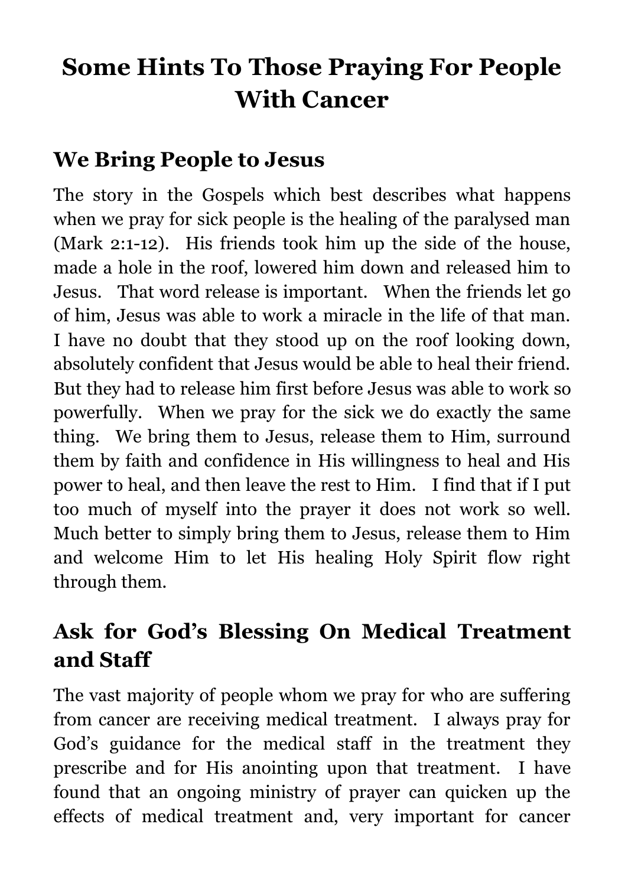# Some Hints To Those Praying For People With Cancer

## We Bring People to Jesus

The story in the Gospels which best describes what happens when we pray for sick people is the healing of the paralysed man (Mark 2:1-12). His friends took him up the side of the house, made a hole in the roof, lowered him down and released him to Jesus. That word release is important. When the friends let go of him, Jesus was able to work a miracle in the life of that man. I have no doubt that they stood up on the roof looking down, absolutely confident that Jesus would be able to heal their friend. But they had to release him first before Jesus was able to work so powerfully. When we pray for the sick we do exactly the same thing. We bring them to Jesus, release them to Him, surround them by faith and confidence in His willingness to heal and His power to heal, and then leave the rest to Him. I find that if I put too much of myself into the prayer it does not work so well. Much better to simply bring them to Jesus, release them to Him and welcome Him to let His healing Holy Spirit flow right through them.

## Ask for God's Blessing On Medical Treatment and Staff

The vast majority of people whom we pray for who are suffering from cancer are receiving medical treatment. I always pray for God's guidance for the medical staff in the treatment they prescribe and for His anointing upon that treatment. I have found that an ongoing ministry of prayer can quicken up the effects of medical treatment and, very important for cancer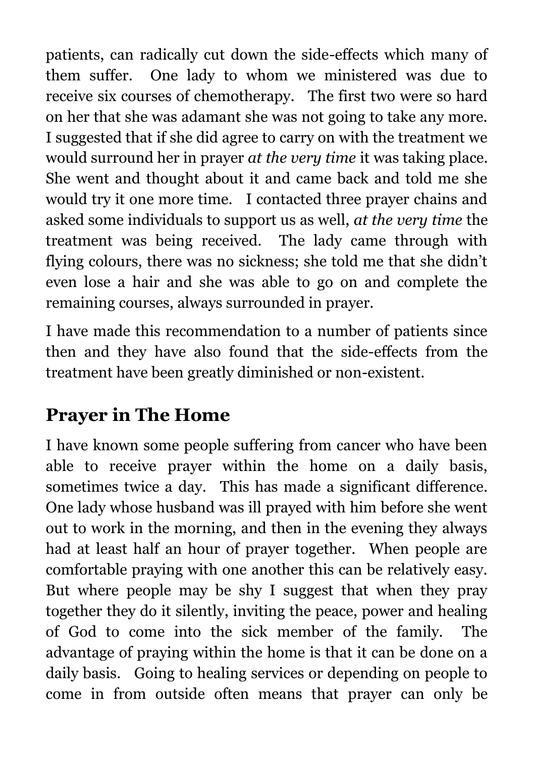patients, can radically cut down the side-effects which many of them suffer. One lady to whom we ministered was due to receive six courses of chemotherapy. The first two were so hard on her that she was adamant she was not going to take any more. I suggested that if she did agree to carry on with the treatment we would surround her in prayer *at the very time* it was taking place. She went and thought about it and came back and told me she would try it one more time. I contacted three prayer chains and asked some individuals to support us as well, *at the very time* the treatment was being received. The lady came through with flying colours, there was no sickness; she told me that she didn't even lose a hair and she was able to go on and complete the remaining courses, always surrounded in prayer.

I have made this recommendation to a number of patients since then and they have also found that the side-effects from the treatment have been greatly diminished or non-existent.

## Prayer in The Home

I have known some people suffering from cancer who have been able to receive prayer within the home on a daily basis, sometimes twice a day. This has made a significant difference. One lady whose husband was ill prayed with him before she went out to work in the morning, and then in the evening they always had at least half an hour of prayer together. When people are comfortable praying with one another this can be relatively easy. But where people may be shy I suggest that when they pray together they do it silently, inviting the peace, power and healing of God to come into the sick member of the family. The advantage of praying within the home is that it can be done on a daily basis. Going to healing services or depending on people to come in from outside often means that prayer can only be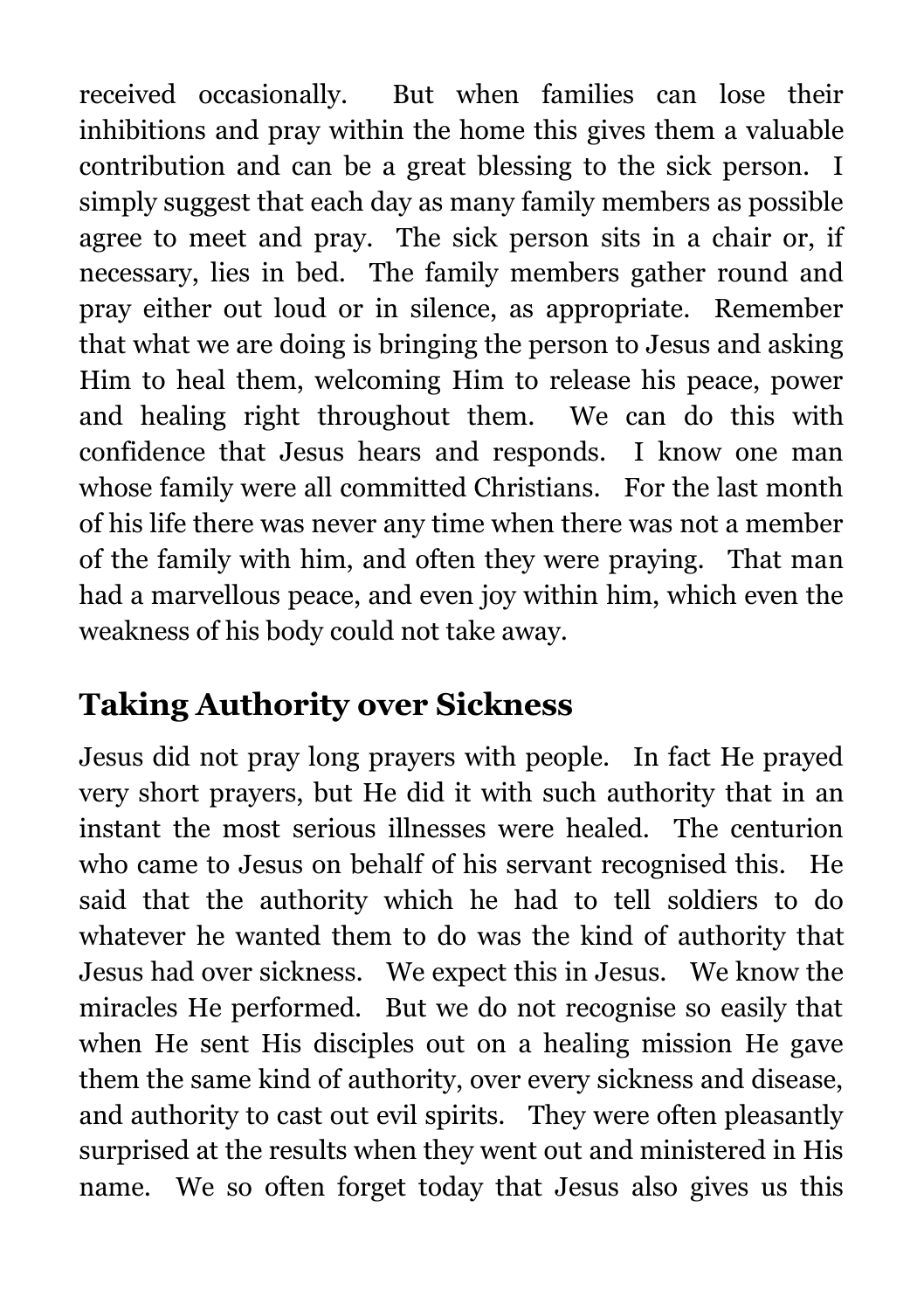received occasionally. But when families can lose their inhibitions and pray within the home this gives them a valuable contribution and can be a great blessing to the sick person. I simply suggest that each day as many family members as possible agree to meet and pray. The sick person sits in a chair or, if necessary, lies in bed. The family members gather round and pray either out loud or in silence, as appropriate. Remember that what we are doing is bringing the person to Jesus and asking Him to heal them, welcoming Him to release his peace, power and healing right throughout them. We can do this with confidence that Jesus hears and responds. I know one man whose family were all committed Christians. For the last month of his life there was never any time when there was not a member of the family with him, and often they were praying. That man had a marvellous peace, and even joy within him, which even the weakness of his body could not take away.

## Taking Authority over Sickness

Jesus did not pray long prayers with people. In fact He prayed very short prayers, but He did it with such authority that in an instant the most serious illnesses were healed. The centurion who came to Jesus on behalf of his servant recognised this. He said that the authority which he had to tell soldiers to do whatever he wanted them to do was the kind of authority that Jesus had over sickness. We expect this in Jesus. We know the miracles He performed. But we do not recognise so easily that when He sent His disciples out on a healing mission He gave them the same kind of authority, over every sickness and disease, and authority to cast out evil spirits. They were often pleasantly surprised at the results when they went out and ministered in His name. We so often forget today that Jesus also gives us this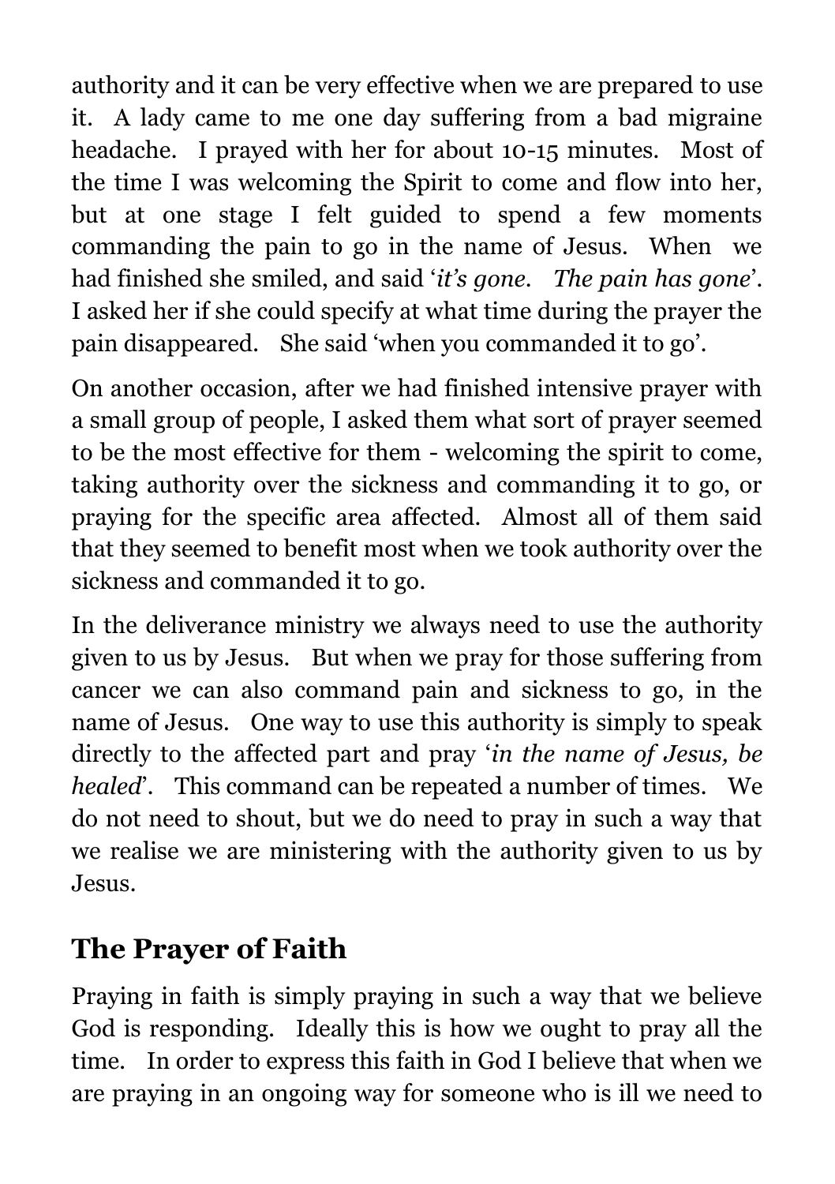authority and it can be very effective when we are prepared to use it. A lady came to me one day suffering from a bad migraine headache. I prayed with her for about 10-15 minutes. Most of the time I was welcoming the Spirit to come and flow into her, but at one stage I felt guided to spend a few moments commanding the pain to go in the name of Jesus. When we had finished she smiled, and said '*it's gone. The pain has gone*'. I asked her if she could specify at what time during the prayer the pain disappeared. She said 'when you commanded it to go'.

On another occasion, after we had finished intensive prayer with a small group of people, I asked them what sort of prayer seemed to be the most effective for them - welcoming the spirit to come, taking authority over the sickness and commanding it to go, or praying for the specific area affected. Almost all of them said that they seemed to benefit most when we took authority over the sickness and commanded it to go.

In the deliverance ministry we always need to use the authority given to us by Jesus. But when we pray for those suffering from cancer we can also command pain and sickness to go, in the name of Jesus. One way to use this authority is simply to speak directly to the affected part and pray '*in the name of Jesus, be healed*'. This command can be repeated a number of times. We do not need to shout, but we do need to pray in such a way that we realise we are ministering with the authority given to us by Jesus.

## The Prayer of Faith

Praying in faith is simply praying in such a way that we believe God is responding. Ideally this is how we ought to pray all the time. In order to express this faith in God I believe that when we are praying in an ongoing way for someone who is ill we need to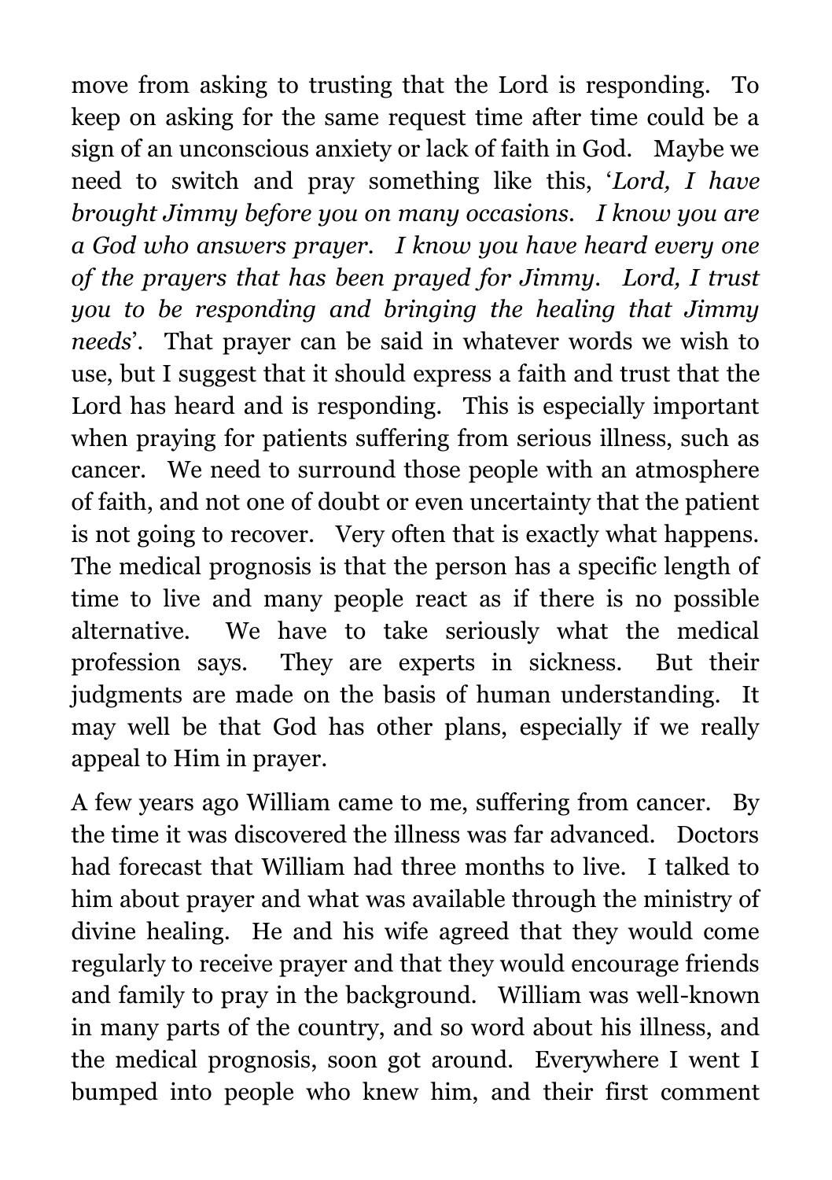move from asking to trusting that the Lord is responding. To keep on asking for the same request time after time could be a sign of an unconscious anxiety or lack of faith in God. Maybe we need to switch and pray something like this, '*Lord, I have brought Jimmy before you on many occasions. I know you are a God who answers prayer. I know you have heard every one of the prayers that has been prayed for Jimmy. Lord, I trust you to be responding and bringing the healing that Jimmy needs*'. That prayer can be said in whatever words we wish to use, but I suggest that it should express a faith and trust that the Lord has heard and is responding. This is especially important when praying for patients suffering from serious illness, such as cancer. We need to surround those people with an atmosphere of faith, and not one of doubt or even uncertainty that the patient is not going to recover. Very often that is exactly what happens. The medical prognosis is that the person has a specific length of time to live and many people react as if there is no possible alternative. We have to take seriously what the medical profession says. They are experts in sickness. But their judgments are made on the basis of human understanding. It may well be that God has other plans, especially if we really appeal to Him in prayer.

A few years ago William came to me, suffering from cancer. By the time it was discovered the illness was far advanced. Doctors had forecast that William had three months to live. I talked to him about prayer and what was available through the ministry of divine healing. He and his wife agreed that they would come regularly to receive prayer and that they would encourage friends and family to pray in the background. William was well-known in many parts of the country, and so word about his illness, and the medical prognosis, soon got around. Everywhere I went I bumped into people who knew him, and their first comment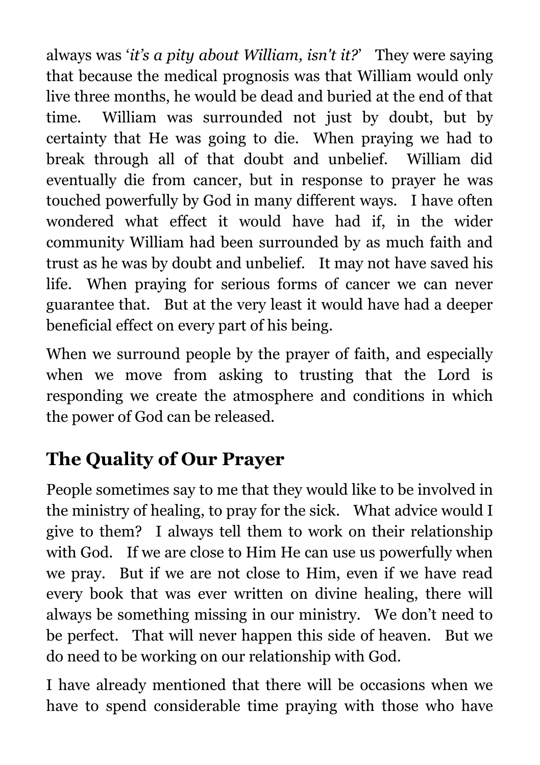always was '*it's a pity about William, isn't it?*' They were saying that because the medical prognosis was that William would only live three months, he would be dead and buried at the end of that time. William was surrounded not just by doubt, but by certainty that He was going to die. When praying we had to break through all of that doubt and unbelief. William did eventually die from cancer, but in response to prayer he was touched powerfully by God in many different ways. I have often wondered what effect it would have had if, in the wider community William had been surrounded by as much faith and trust as he was by doubt and unbelief. It may not have saved his life. When praying for serious forms of cancer we can never guarantee that. But at the very least it would have had a deeper beneficial effect on every part of his being.

When we surround people by the prayer of faith, and especially when we move from asking to trusting that the Lord is responding we create the atmosphere and conditions in which the power of God can be released.

## The Quality of Our Prayer

People sometimes say to me that they would like to be involved in the ministry of healing, to pray for the sick. What advice would I give to them? I always tell them to work on their relationship with God. If we are close to Him He can use us powerfully when we pray. But if we are not close to Him, even if we have read every book that was ever written on divine healing, there will always be something missing in our ministry. We don't need to be perfect. That will never happen this side of heaven. But we do need to be working on our relationship with God.

I have already mentioned that there will be occasions when we have to spend considerable time praying with those who have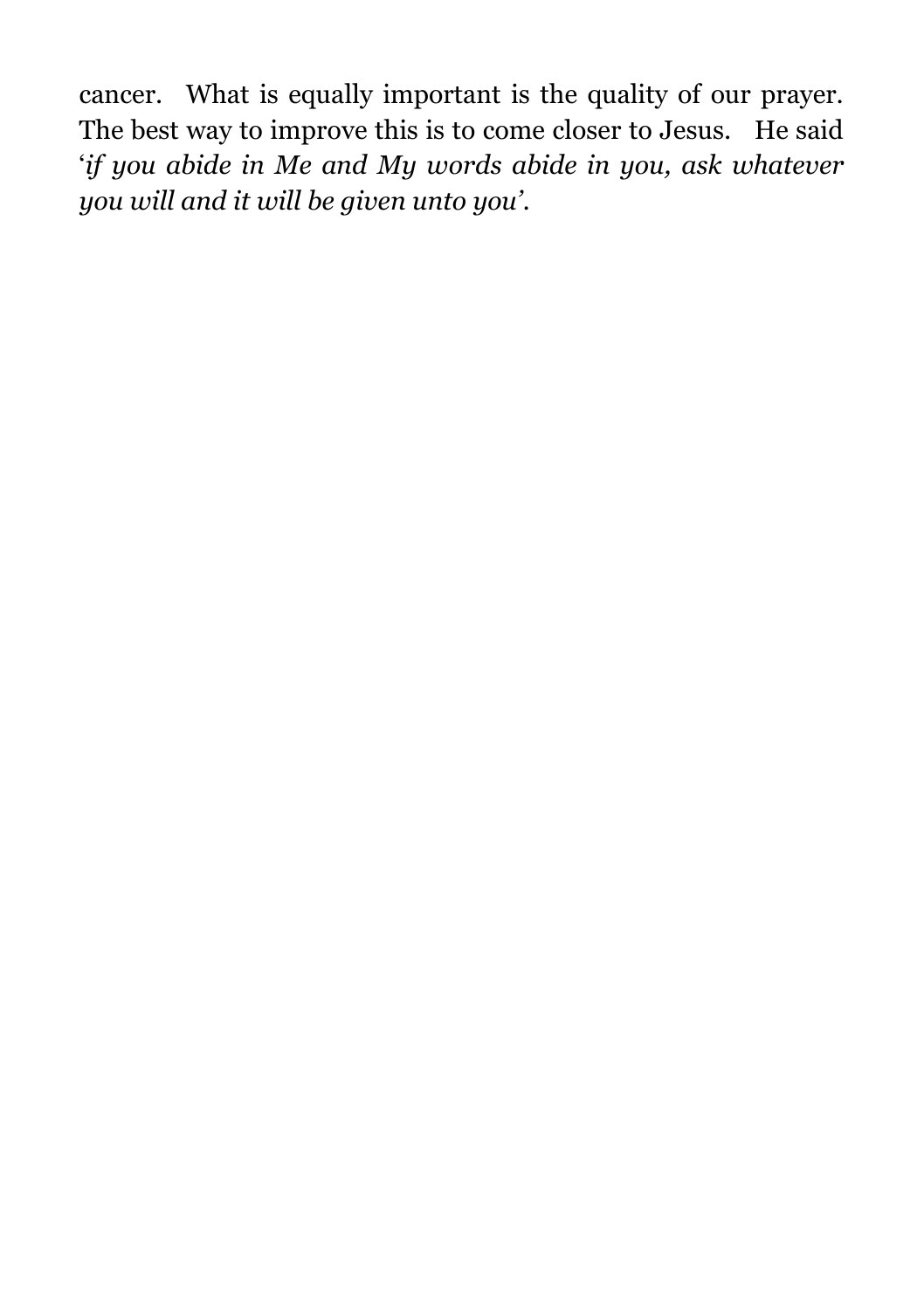cancer. What is equally important is the quality of our prayer. The best way to improve this is to come closer to Jesus. He said '*if you abide in Me and My words abide in you, ask whatever you will and it will be given unto you*'.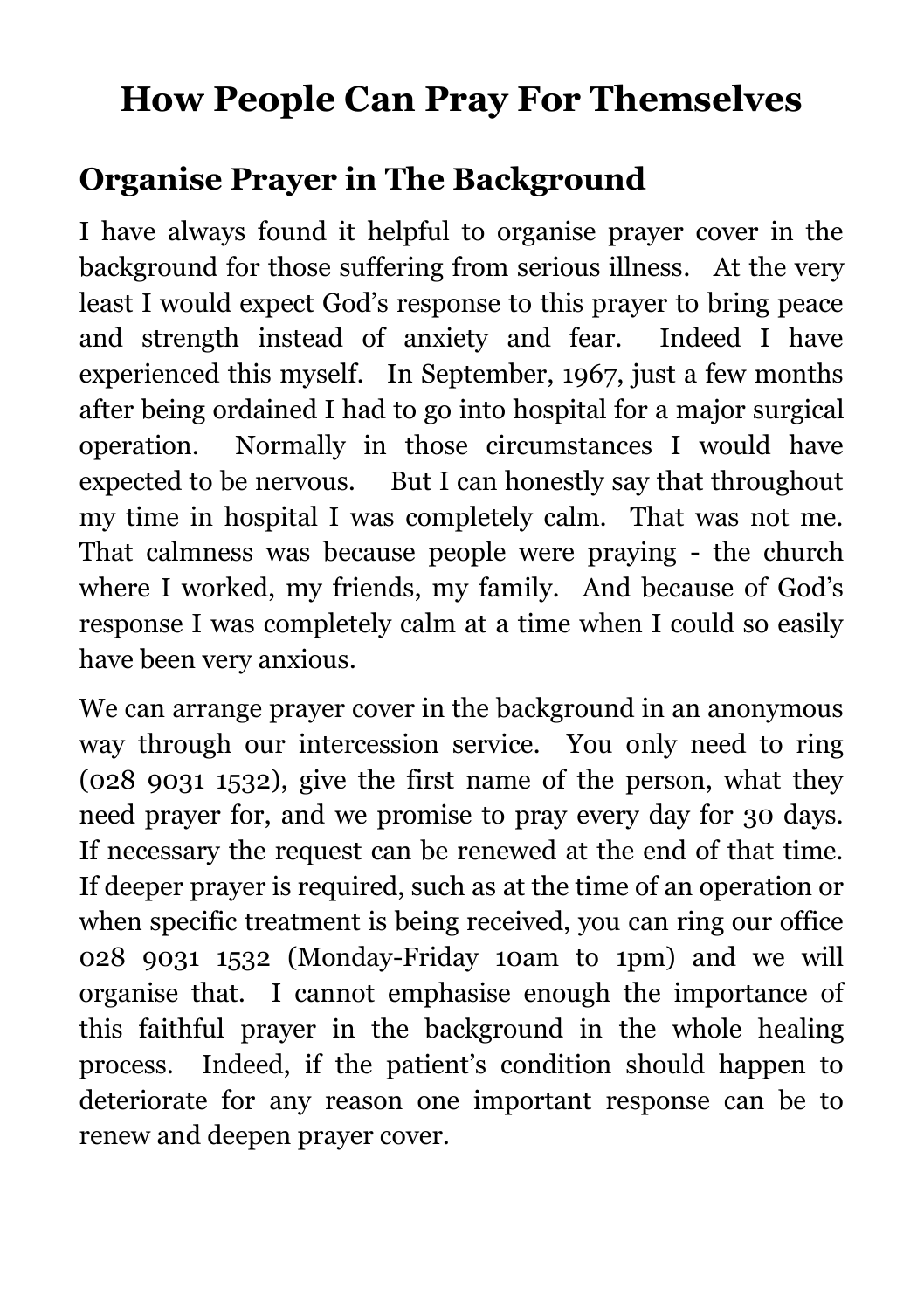# How People Can Pray For Themselves

## Organise Prayer in The Background

I have always found it helpful to organise prayer cover in the background for those suffering from serious illness. At the very least I would expect God's response to this prayer to bring peace and strength instead of anxiety and fear. Indeed I have experienced this myself. In September, 1967, just a few months after being ordained I had to go into hospital for a major surgical operation. Normally in those circumstances I would have expected to be nervous. But I can honestly say that throughout my time in hospital I was completely calm. That was not me. That calmness was because people were praying - the church where I worked, my friends, my family. And because of God's response I was completely calm at a time when I could so easily have been very anxious.

We can arrange prayer cover in the background in an anonymous way through our intercession service. You only need to ring (028 9031 1532), give the first name of the person, what they need prayer for, and we promise to pray every day for 30 days. If necessary the request can be renewed at the end of that time. If deeper prayer is required, such as at the time of an operation or when specific treatment is being received, you can ring our office 028 9031 1532 (Monday-Friday 10am to 1pm) and we will organise that. I cannot emphasise enough the importance of this faithful prayer in the background in the whole healing process. Indeed, if the patient's condition should happen to deteriorate for any reason one important response can be to renew and deepen prayer cover.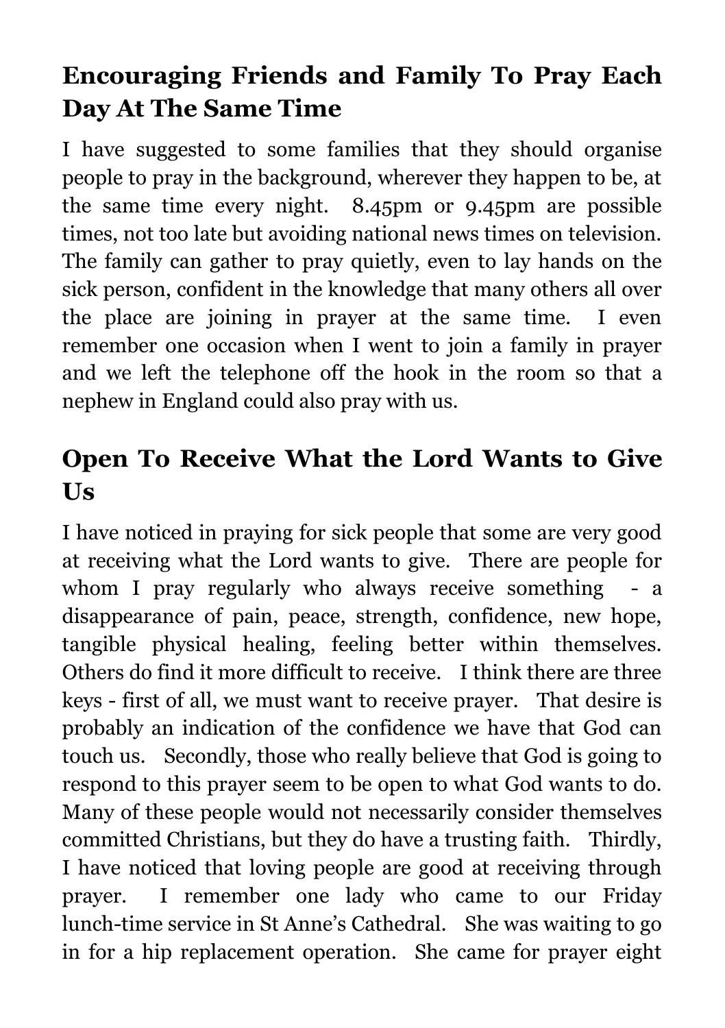## Encouraging Friends and Family To Pray Each Day At The Same Time

I have suggested to some families that they should organise people to pray in the background, wherever they happen to be, at the same time every night. 8.45pm or 9.45pm are possible times, not too late but avoiding national news times on television. The family can gather to pray quietly, even to lay hands on the sick person, confident in the knowledge that many others all over the place are joining in prayer at the same time. I even remember one occasion when I went to join a family in prayer and we left the telephone off the hook in the room so that a nephew in England could also pray with us.

## Open To Receive What the Lord Wants to Give Us

I have noticed in praying for sick people that some are very good at receiving what the Lord wants to give. There are people for whom I pray regularly who always receive something - a disappearance of pain, peace, strength, confidence, new hope, tangible physical healing, feeling better within themselves. Others do find it more difficult to receive. I think there are three keys - first of all, we must want to receive prayer. That desire is probably an indication of the confidence we have that God can touch us. Secondly, those who really believe that God is going to respond to this prayer seem to be open to what God wants to do. Many of these people would not necessarily consider themselves committed Christians, but they do have a trusting faith. Thirdly, I have noticed that loving people are good at receiving through prayer. I remember one lady who came to our Friday lunch-time service in St Anne's Cathedral. She was waiting to go in for a hip replacement operation. She came for prayer eight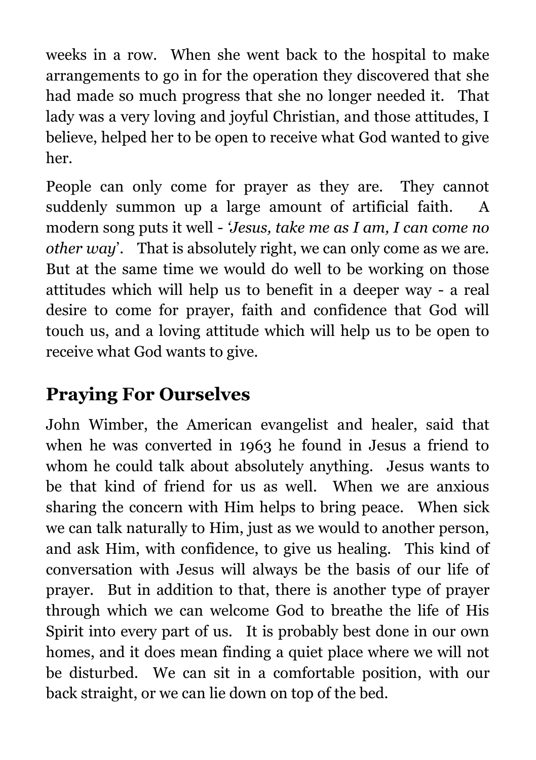weeks in a row. When she went back to the hospital to make arrangements to go in for the operation they discovered that she had made so much progress that she no longer needed it. That lady was a very loving and joyful Christian, and those attitudes, I believe, helped her to be open to receive what God wanted to give her.

People can only come for prayer as they are. They cannot suddenly summon up a large amount of artificial faith. A modern song puts it well - '*Jesus, take me as I am, I can come no other way*'. That is absolutely right, we can only come as we are. But at the same time we would do well to be working on those attitudes which will help us to benefit in a deeper way - a real desire to come for prayer, faith and confidence that God will touch us, and a loving attitude which will help us to be open to receive what God wants to give.

## Praying For Ourselves

John Wimber, the American evangelist and healer, said that when he was converted in 1963 he found in Jesus a friend to whom he could talk about absolutely anything. Jesus wants to be that kind of friend for us as well. When we are anxious sharing the concern with Him helps to bring peace. When sick we can talk naturally to Him, just as we would to another person, and ask Him, with confidence, to give us healing. This kind of conversation with Jesus will always be the basis of our life of prayer. But in addition to that, there is another type of prayer through which we can welcome God to breathe the life of His Spirit into every part of us. It is probably best done in our own homes, and it does mean finding a quiet place where we will not be disturbed. We can sit in a comfortable position, with our back straight, or we can lie down on top of the bed.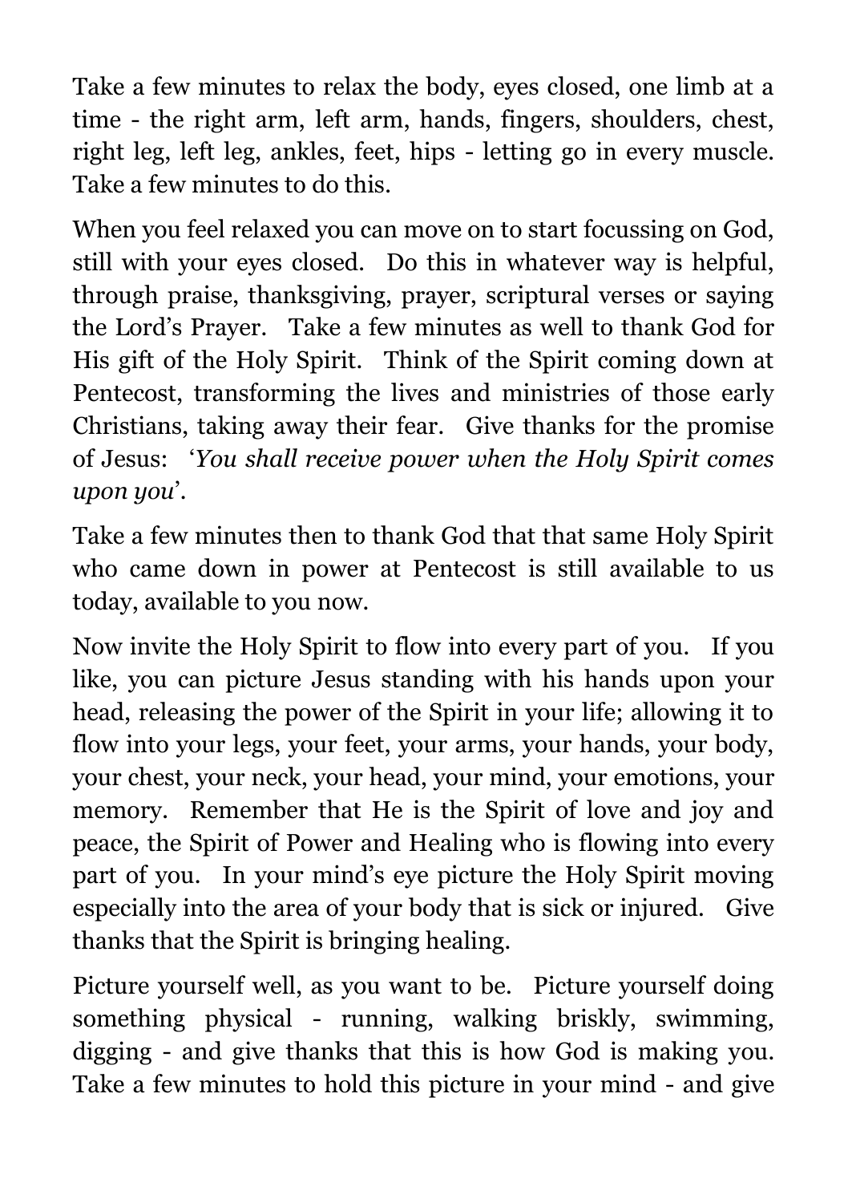Take a few minutes to relax the body, eyes closed, one limb at a time - the right arm, left arm, hands, fingers, shoulders, chest, right leg, left leg, ankles, feet, hips - letting go in every muscle. Take a few minutes to do this.

When you feel relaxed you can move on to start focussing on God, still with your eyes closed. Do this in whatever way is helpful, through praise, thanksgiving, prayer, scriptural verses or saying the Lord's Prayer. Take a few minutes as well to thank God for His gift of the Holy Spirit. Think of the Spirit coming down at Pentecost, transforming the lives and ministries of those early Christians, taking away their fear. Give thanks for the promise of Jesus: '*You shall receive power when the Holy Spirit comes upon you*'.

Take a few minutes then to thank God that that same Holy Spirit who came down in power at Pentecost is still available to us today, available to you now.

Now invite the Holy Spirit to flow into every part of you. If you like, you can picture Jesus standing with his hands upon your head, releasing the power of the Spirit in your life; allowing it to flow into your legs, your feet, your arms, your hands, your body, your chest, your neck, your head, your mind, your emotions, your memory. Remember that He is the Spirit of love and joy and peace, the Spirit of Power and Healing who is flowing into every part of you. In your mind's eye picture the Holy Spirit moving especially into the area of your body that is sick or injured. Give thanks that the Spirit is bringing healing.

Picture yourself well, as you want to be. Picture yourself doing something physical - running, walking briskly, swimming, digging - and give thanks that this is how God is making you. Take a few minutes to hold this picture in your mind - and give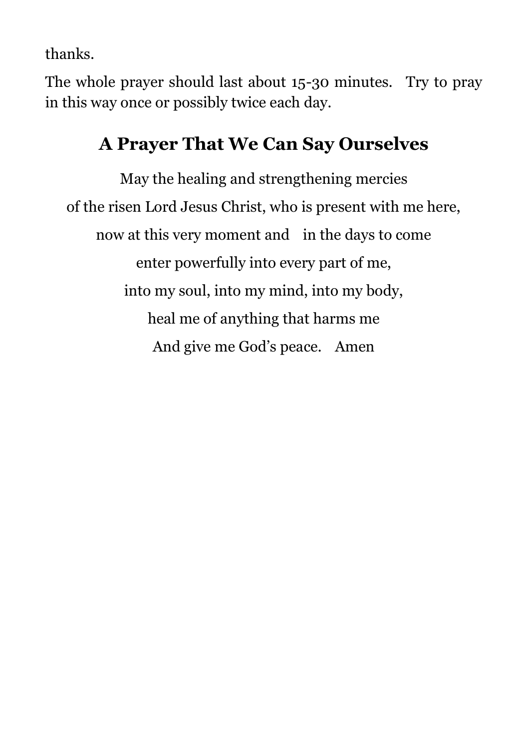thanks.

The whole prayer should last about 15-30 minutes. Try to pray in this way once or possibly twice each day.

## A Prayer That We Can Say Ourselves

May the healing and strengthening mercies  
of the risen Lord Jesus Christ, who is present with me here,  
now at this very moment and in the days to come  
enter powerfully into every part of me,  
into my soul, into my mind, into my body,  
heal me of anything that harms me  
And give me God's peace. Amen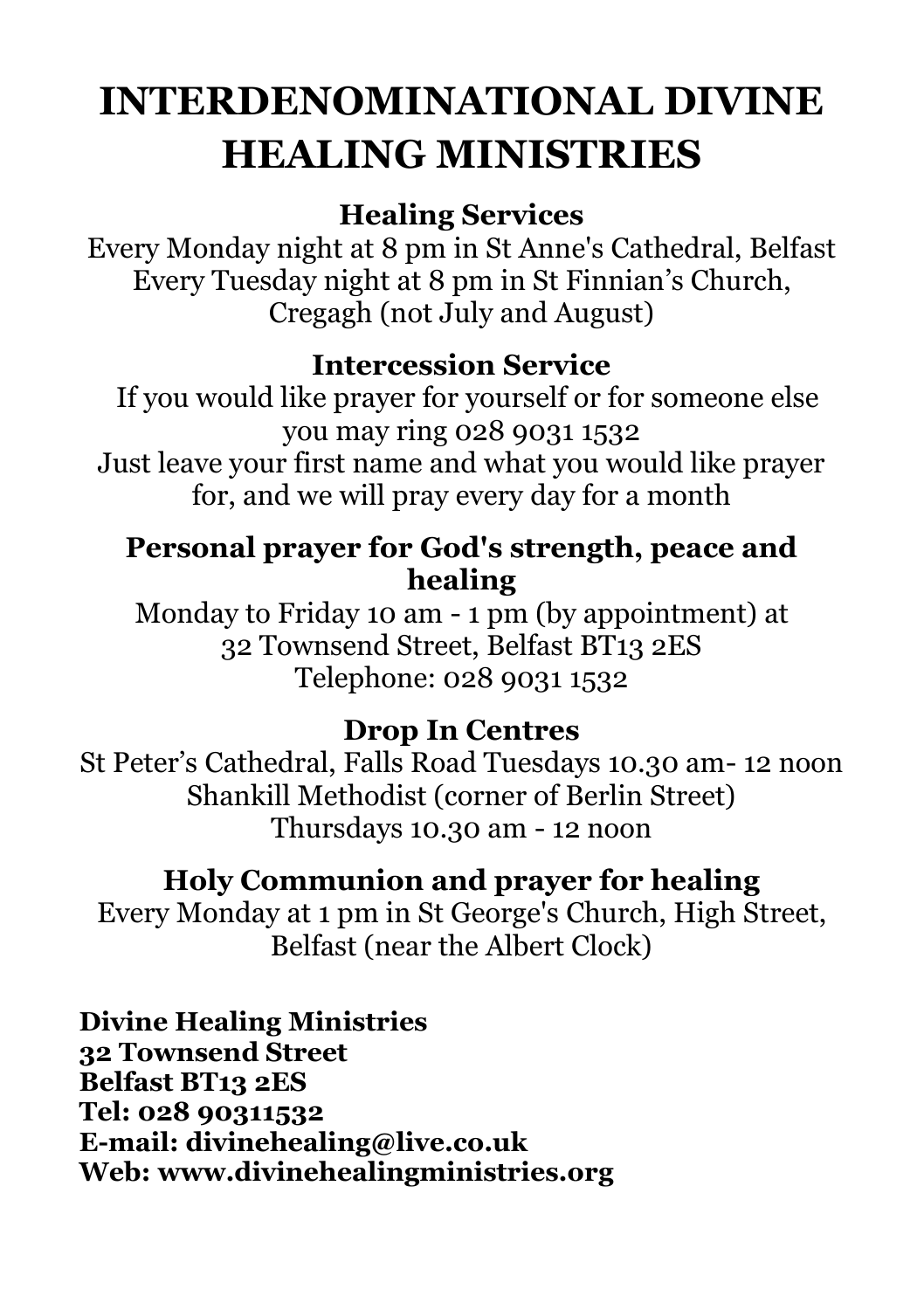# INTERDENOMINATIONAL DIVINE HEALING MINISTRIES

## Healing Services

Every Monday night at 8 pm in St Anne's Cathedral, Belfast
Every Tuesday night at 8 pm in St Finnian's Church, Cregagh (not July and August)

## Intercession Service

If you would like prayer for yourself or for someone else you may ring 028 9031 1532
Just leave your first name and what you would like prayer for, and we will pray every day for a month

## Personal prayer for God's strength, peace and healing

Monday to Friday 10 am - 1 pm (by appointment) at
32 Townsend Street, Belfast BT13 2ES
Telephone: 028 9031 1532

## Drop In Centres

St Peter's Cathedral, Falls Road Tuesdays 10.30 am- 12 noon
Shankill Methodist (corner of Berlin Street)
Thursdays 10.30 am - 12 noon

## Holy Communion and prayer for healing

Every Monday at 1 pm in St George's Church, High Street, Belfast (near the Albert Clock)

**Divine Healing Ministries**
**32 Townsend Street**
**Belfast BT13 2ES**
**Tel: 028 90311532**
**E-mail: divinehealing@live.co.uk**
**Web: www.divinehealingministries.org**